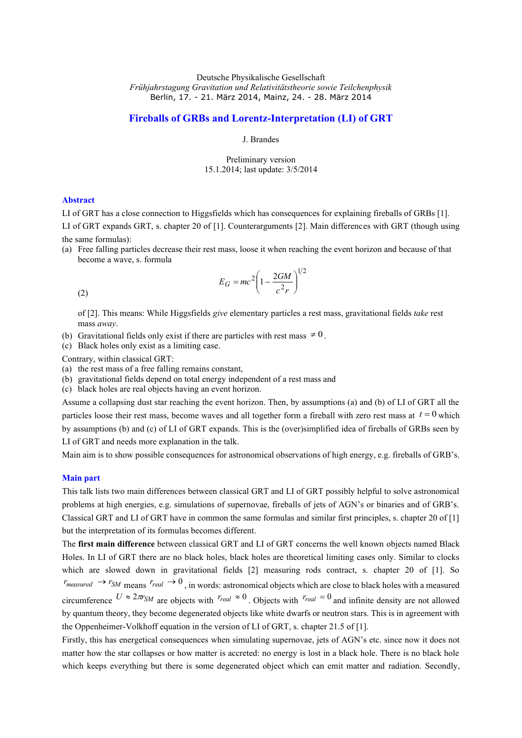Deutsche Physikalische Gesellschaft
*Frühjahrstagung Gravitation und Relativitätstheorie sowie Teilchenphysik*
Berlin, 17. - 21. März 2014, Mainz, 24. - 28. März 2014

# Fireballs of GRBs and Lorentz-Interpretation (LI) of GRT

J. Brandes

Preliminary version
15.1.2014; last update: 3/5/2014

## Abstract

LI of GRT has a close connection to Higgsfields which has consequences for explaining fireballs of GRBs [1]. LI of GRT expands GRT, s. chapter 20 of [1]. Counterarguments [2]. Main differences with GRT (though using the same formulas):

(a) Free falling particles decrease their rest mass, loose it when reaching the event horizon and because of that become a wave, s. formula

$$E_G = mc^2\left(1 - \frac{2GM}{c^2 r}\right)^{1/2} \tag{2}$$

of [2]. This means: While Higgsfields *give* elementary particles a rest mass, gravitational fields *take* rest mass *away*.

(b) Gravitational fields only exist if there are particles with rest mass $\neq 0$.

(c) Black holes only exist as a limiting case.

Contrary, within classical GRT:

(a) the rest mass of a free falling remains constant,

(b) gravitational fields depend on total energy independent of a rest mass and

(c) black holes are real objects having an event horizon.

Assume a collapsing dust star reaching the event horizon. Then, by assumptions (a) and (b) of LI of GRT all the particles loose their rest mass, become waves and all together form a fireball with zero rest mass at $t = 0$ which by assumptions (b) and (c) of LI of GRT expands. This is the (over)simplified idea of fireballs of GRBs seen by LI of GRT and needs more explanation in the talk.

Main aim is to show possible consequences for astronomical observations of high energy, e.g. fireballs of GRB's.

## Main part

This talk lists two main differences between classical GRT and LI of GRT possibly helpful to solve astronomical problems at high energies, e.g. simulations of supernovae, fireballs of jets of AGN's or binaries and of GRB's. Classical GRT and LI of GRT have in common the same formulas and similar first principles, s. chapter 20 of [1] but the interpretation of its formulas becomes different.

The **first main difference** between classical GRT and LI of GRT concerns the well known objects named Black Holes. In LI of GRT there are no black holes, black holes are theoretical limiting cases only. Similar to clocks which are slowed down in gravitational fields [2] measuring rods contract, s. chapter 20 of [1]. So $r_{measured} \to r_{SM}$ means $r_{real} \to 0$, in words: astronomical objects which are close to black holes with a measured circumference $U \approx 2\pi r_{SM}$ are objects with $r_{real} \approx 0$. Objects with $r_{real} = 0$ and infinite density are not allowed by quantum theory, they become degenerated objects like white dwarfs or neutron stars. This is in agreement with the Oppenheimer-Volkhoff equation in the version of LI of GRT, s. chapter 21.5 of [1].

Firstly, this has energetical consequences when simulating supernovae, jets of AGN's etc. since now it does not matter how the star collapses or how matter is accreted: no energy is lost in a black hole. There is no black hole which keeps everything but there is some degenerated object which can emit matter and radiation. Secondly,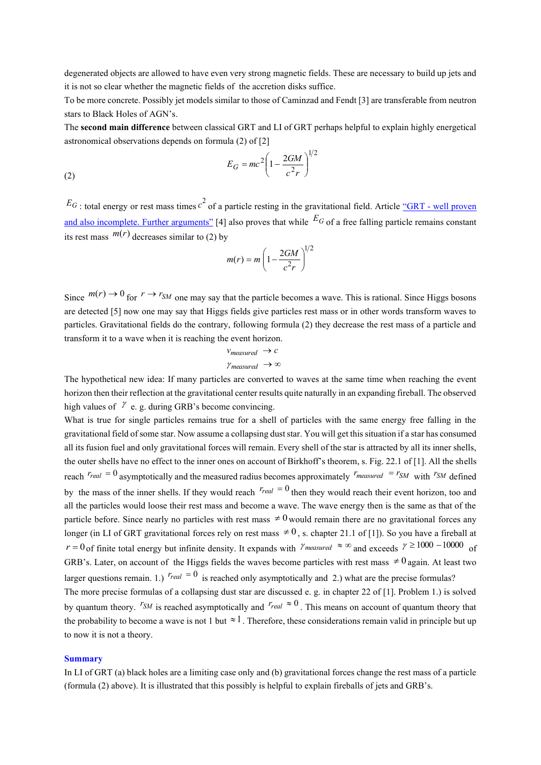degenerated objects are allowed to have even very strong magnetic fields. These are necessary to build up jets and it is not so clear whether the magnetic fields of the accretion disks suffice.
To be more concrete. Possibly jet models similar to those of Caminzad and Fendt [3] are transferable from neutron stars to Black Holes of AGN's.
The **second main difference** between classical GRT and LI of GRT perhaps helpful to explain highly energetical astronomical observations depends on formula (2) of [2]

$$E_G = mc^2\left(1 - \frac{2GM}{c^2 r}\right)^{1/2} \tag{2}$$

$E_G$ : total energy or rest mass times $c^2$ of a particle resting in the gravitational field. Article "GRT - well proven and also incomplete. Further arguments" [4] also proves that while $E_G$ of a free falling particle remains constant its rest mass $m(r)$ decreases similar to (2) by

$$m(r) = m\left(1 - \frac{2GM}{c^2 r}\right)^{1/2}$$

Since $m(r) \to 0$ for $r \to r_{SM}$ one may say that the particle becomes a wave. This is rational. Since Higgs bosons are detected [5] now one may say that Higgs fields give particles rest mass or in other words transform waves to particles. Gravitational fields do the contrary, following formula (2) they decrease the rest mass of a particle and transform it to a wave when it is reaching the event horizon.

$$v_{measured} \to c$$
$$\gamma_{measured} \to \infty$$

The hypothetical new idea: If many particles are converted to waves at the same time when reaching the event horizon then their reflection at the gravitational center results quite naturally in an expanding fireball. The observed high values of $\gamma$ e. g. during GRB's become convincing.
What is true for single particles remains true for a shell of particles with the same energy free falling in the gravitational field of some star. Now assume a collapsing dust star. You will get this situation if a star has consumed all its fusion fuel and only gravitational forces will remain. Every shell of the star is attracted by all its inner shells, the outer shells have no effect to the inner ones on account of Birkhoff's theorem, s. Fig. 22.1 of [1]. All the shells reach $r_{real} = 0$ asymptotically and the measured radius becomes approximately $r_{measured} = r_{SM}$ with $r_{SM}$ defined by the mass of the inner shells. If they would reach $r_{real} = 0$ then they would reach their event horizon, too and all the particles would loose their rest mass and become a wave. The wave energy then is the same as that of the particle before. Since nearly no particles with rest mass $\neq 0$ would remain there are no gravitational forces any longer (in LI of GRT gravitational forces rely on rest mass $\neq 0$, s. chapter 21.1 of [1]). So you have a fireball at $r = 0$ of finite total energy but infinite density. It expands with $\gamma_{measured} \approx \infty$ and exceeds $\gamma \geq 1000 - 10000$ of GRB's. Later, on account of the Higgs fields the waves become particles with rest mass $\neq 0$ again. At least two larger questions remain. 1.) $r_{real} = 0$ is reached only asymptotically and 2.) what are the precise formulas?
The more precise formulas of a collapsing dust star are discussed e. g. in chapter 22 of [1]. Problem 1.) is solved by quantum theory. $r_{SM}$ is reached asymptotically and $r_{real} \approx 0$. This means on account of quantum theory that the probability to become a wave is not 1 but $\approx 1$. Therefore, these considerations remain valid in principle but up to now it is not a theory.

## Summary

In LI of GRT (a) black holes are a limiting case only and (b) gravitational forces change the rest mass of a particle (formula (2) above). It is illustrated that this possibly is helpful to explain fireballs of jets and GRB's.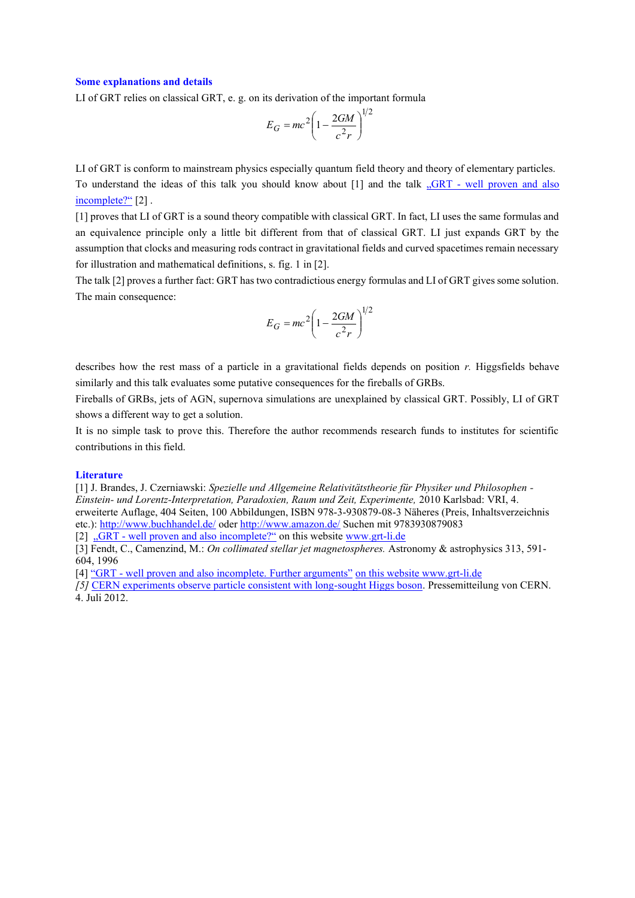## Some explanations and details

LI of GRT relies on classical GRT, e. g. on its derivation of the important formula

$$E_G = mc^2\left(1 - \frac{2GM}{c^2 r}\right)^{1/2}$$

LI of GRT is conform to mainstream physics especially quantum field theory and theory of elementary particles.

To understand the ideas of this talk you should know about [1] and the talk „GRT - well proven and also incomplete?“ [2] .

[1] proves that LI of GRT is a sound theory compatible with classical GRT. In fact, LI uses the same formulas and an equivalence principle only a little bit different from that of classical GRT. LI just expands GRT by the assumption that clocks and measuring rods contract in gravitational fields and curved spacetimes remain necessary for illustration and mathematical definitions, s. fig. 1 in [2].

The talk [2] proves a further fact: GRT has two contradictious energy formulas and LI of GRT gives some solution. The main consequence:

$$E_G = mc^2\left(1 - \frac{2GM}{c^2 r}\right)^{1/2}$$

describes how the rest mass of a particle in a gravitational fields depends on position *r.* Higgsfields behave similarly and this talk evaluates some putative consequences for the fireballs of GRBs.

Fireballs of GRBs, jets of AGN, supernova simulations are unexplained by classical GRT. Possibly, LI of GRT shows a different way to get a solution.

It is no simple task to prove this. Therefore the author recommends research funds to institutes for scientific contributions in this field.

## Literature

[1] J. Brandes, J. Czerniawski: *Spezielle und Allgemeine Relativitätstheorie für Physiker und Philosophen - Einstein- und Lorentz-Interpretation, Paradoxien, Raum und Zeit, Experimente,* 2010 Karlsbad: VRI, 4. erweiterte Auflage, 404 Seiten, 100 Abbildungen, ISBN 978-3-930879-08-3 Näheres (Preis, Inhaltsverzeichnis etc.): http://www.buchhandel.de/ oder http://www.amazon.de/ Suchen mit 9783930879083

[2] „GRT - well proven and also incomplete?“ on this website www.grt-li.de

[3] Fendt, C., Camenzind, M.: *On collimated stellar jet magnetospheres.* Astronomy & astrophysics 313, 591-604, 1996

[4] "GRT - well proven and also incomplete. Further arguments" on this website www.grt-li.de

*[5]* CERN experiments observe particle consistent with long-sought Higgs boson. Pressemitteilung von CERN. 4. Juli 2012.